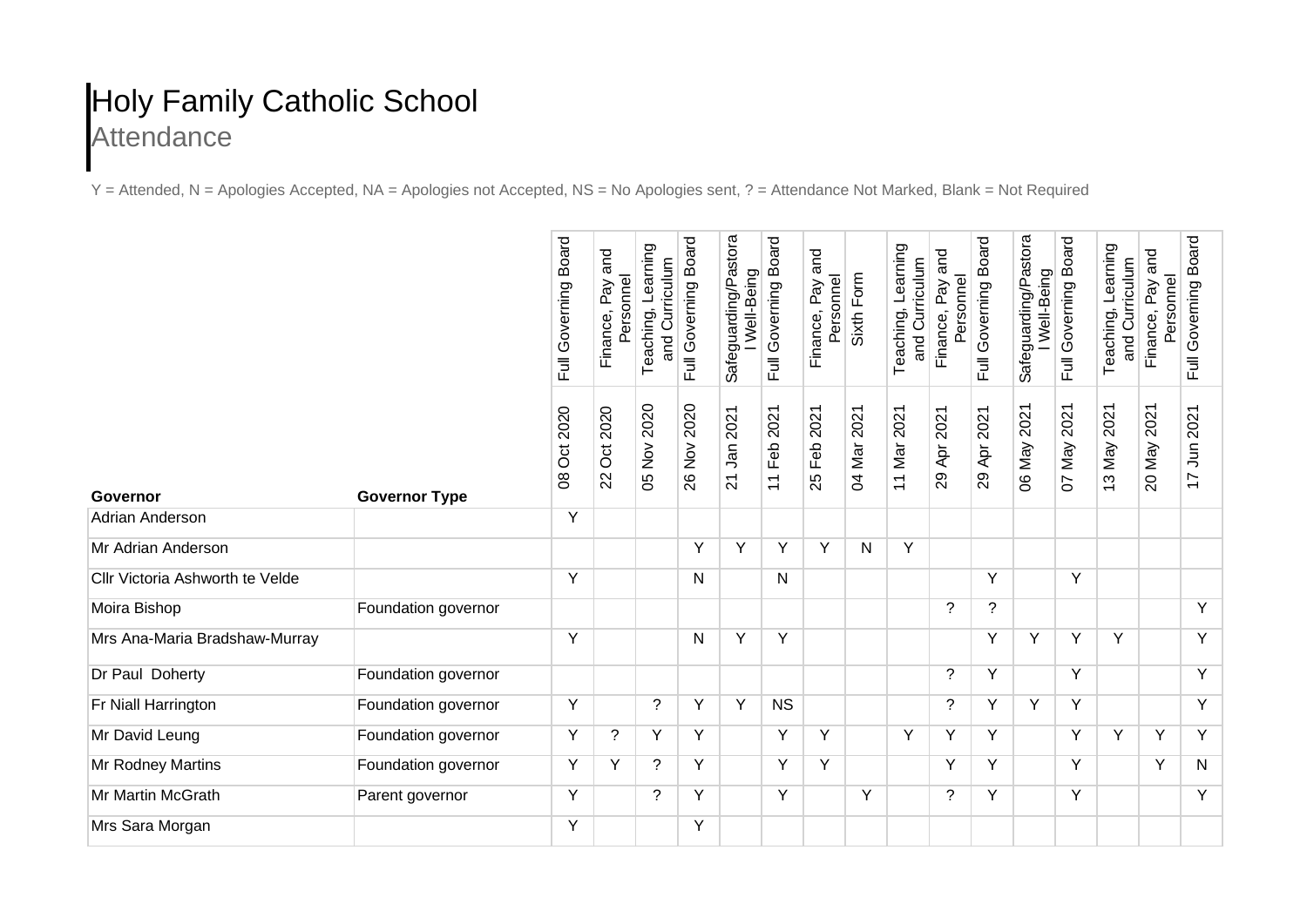# Holy Family Catholic School

## Attendance

Y = Attended, N = Apologies Accepted, NA = Apologies not Accepted, NS = No Apologies sent, ? = Attendance Not Marked, Blank = Not Required

| | | Full Governing Board | Finance, Pay and Personnel | Teaching, Learning and Curriculum | Full Governing Board | Safeguarding/Pastoral Well-Being | Full Governing Board | Finance, Pay and Personnel | Sixth Form | Teaching, Learning and Curriculum | Finance, Pay and Personnel | Full Governing Board | Safeguarding/Pastoral Well-Being | Full Governing Board | Teaching, Learning and Curriculum | Finance, Pay and Personnel | Full Governing Board |
|---|---|---|---|---|---|---|---|---|---|---|---|---|---|---|---|---|---|
| **Governor** | **Governor Type** | 08 Oct 2020 | 22 Oct 2020 | 05 Nov 2020 | 26 Nov 2020 | 21 Jan 2021 | 11 Feb 2021 | 25 Feb 2021 | 04 Mar 2021 | 11 Mar 2021 | 29 Apr 2021 | 29 Apr 2021 | 06 May 2021 | 07 May 2021 | 13 May 2021 | 20 May 2021 | 17 Jun 2021 |
| Adrian Anderson | | Y | | | | | | | | | | | | | | | |
| Mr Adrian Anderson | | | | | Y | Y | Y | Y | N | Y | | | | | | | |
| Cllr Victoria Ashworth te Velde | | Y | | | N | | N | | | | | Y | | Y | | | |
| Moira Bishop | Foundation governor | | | | | | | | | | ? | ? | | | | | Y |
| Mrs Ana-Maria Bradshaw-Murray | | Y | | | N | Y | Y | | | | | Y | Y | Y | Y | | Y |
| Dr Paul Doherty | Foundation governor | | | | | | | | | | ? | Y | | Y | | | Y |
| Fr Niall Harrington | Foundation governor | Y | | ? | Y | Y | NS | | | | ? | Y | Y | Y | | | Y |
| Mr David Leung | Foundation governor | Y | ? | Y | Y | | Y | Y | | Y | Y | Y | | Y | Y | Y | Y |
| Mr Rodney Martins | Foundation governor | Y | Y | ? | Y | | Y | Y | | | Y | Y | | Y | | Y | N |
| Mr Martin McGrath | Parent governor | Y | | ? | Y | | Y | | Y | | ? | Y | | Y | | | Y |
| Mrs Sara Morgan | | Y | | | Y | | | | | | | | | | | | |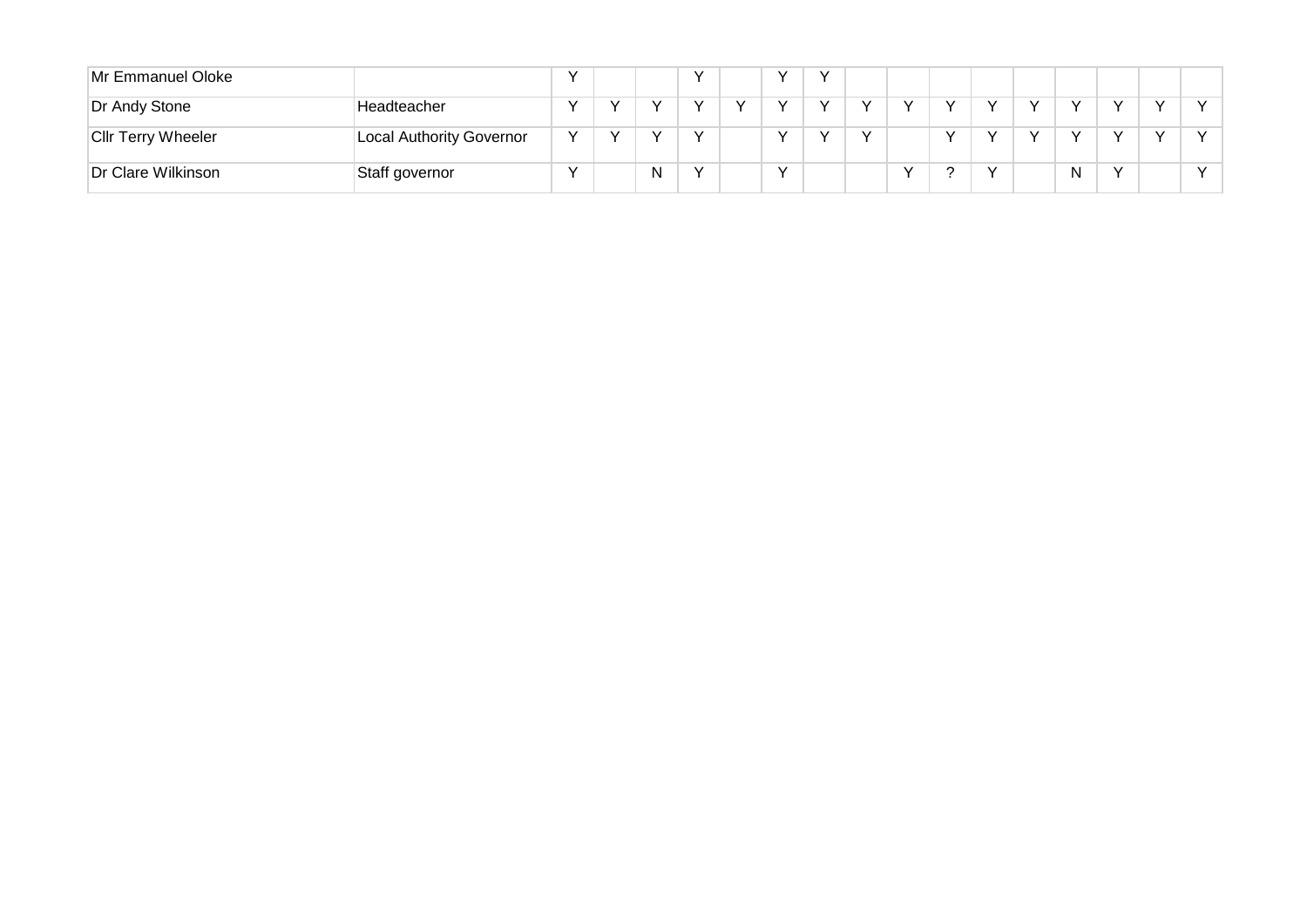| | | | | | | | | | | | | | | | | | |
|---|---|---|---|---|---|---|---|---|---|---|---|---|---|---|---|---|---|
| Mr Emmanuel Oloke | | Y | | | Y | | Y | Y | | | | | | | | | |
| Dr Andy Stone | Headteacher | Y | Y | Y | Y | Y | Y | Y | Y | Y | Y | Y | Y | Y | Y | Y | Y |
| Cllr Terry Wheeler | Local Authority Governor | Y | Y | Y | Y | | Y | Y | Y | | Y | Y | Y | Y | Y | Y | Y |
| Dr Clare Wilkinson | Staff governor | Y | | N | Y | | Y | | | Y | ? | Y | | N | Y | | Y |